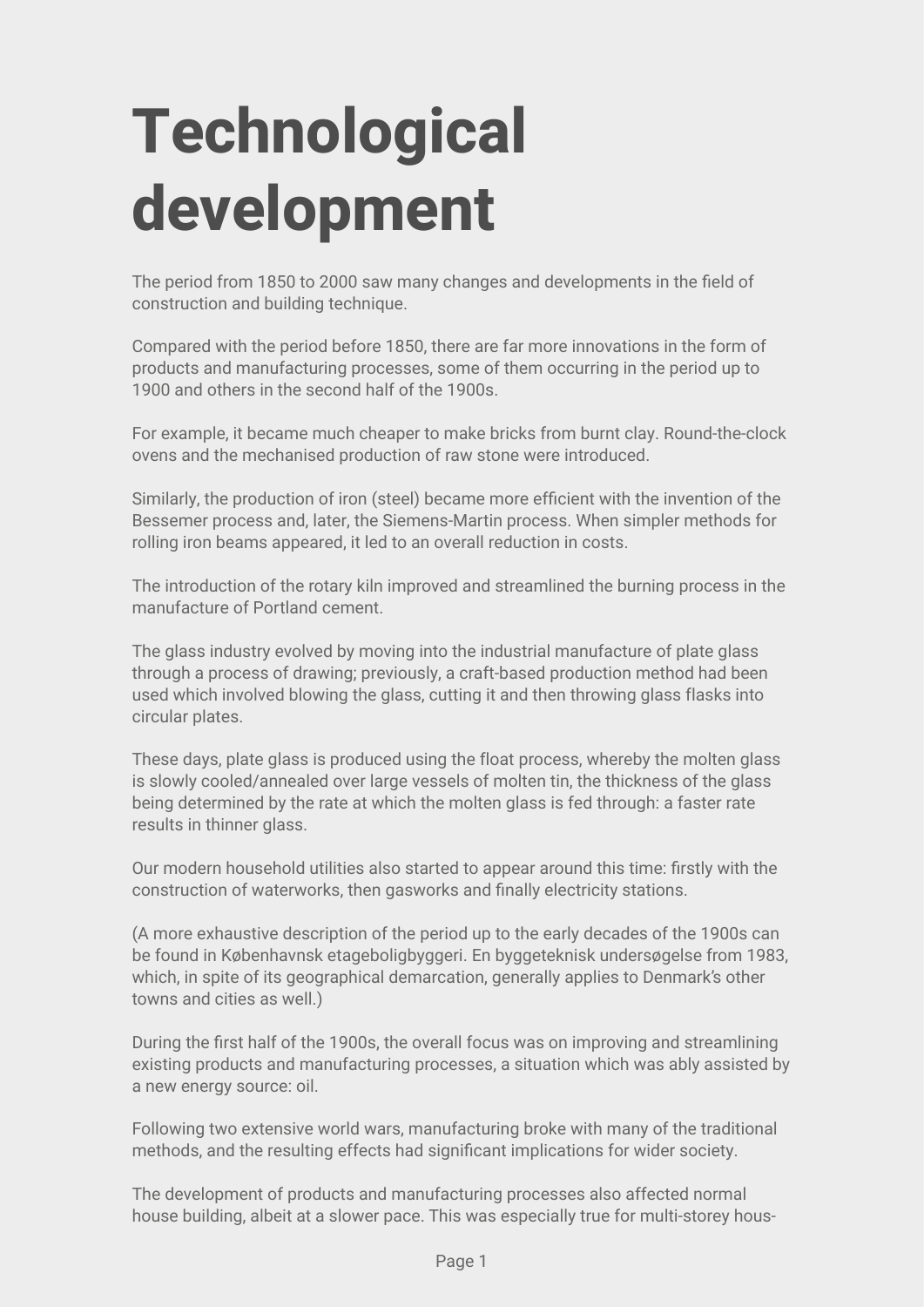# Technological development

The period from 1850 to 2000 saw many changes and developments in the field of construction and building technique.

Compared with the period before 1850, there are far more innovations in the form of products and manufacturing processes, some of them occurring in the period up to 1900 and others in the second half of the 1900s.

For example, it became much cheaper to make bricks from burnt clay. Round-the-clock ovens and the mechanised production of raw stone were introduced.

Similarly, the production of iron (steel) became more efficient with the invention of the Bessemer process and, later, the Siemens-Martin process. When simpler methods for rolling iron beams appeared, it led to an overall reduction in costs.

The introduction of the rotary kiln improved and streamlined the burning process in the manufacture of Portland cement.

The glass industry evolved by moving into the industrial manufacture of plate glass through a process of drawing; previously, a craft-based production method had been used which involved blowing the glass, cutting it and then throwing glass flasks into circular plates.

These days, plate glass is produced using the float process, whereby the molten glass is slowly cooled/annealed over large vessels of molten tin, the thickness of the glass being determined by the rate at which the molten glass is fed through: a faster rate results in thinner glass.

Our modern household utilities also started to appear around this time: firstly with the construction of waterworks, then gasworks and finally electricity stations.

(A more exhaustive description of the period up to the early decades of the 1900s can be found in Københavnsk etageboligbyggeri. En byggeteknisk undersøgelse from 1983, which, in spite of its geographical demarcation, generally applies to Denmark's other towns and cities as well.)

During the first half of the 1900s, the overall focus was on improving and streamlining existing products and manufacturing processes, a situation which was ably assisted by a new energy source: oil.

Following two extensive world wars, manufacturing broke with many of the traditional methods, and the resulting effects had significant implications for wider society.

The development of products and manufacturing processes also affected normal house building, albeit at a slower pace. This was especially true for multi-storey hous-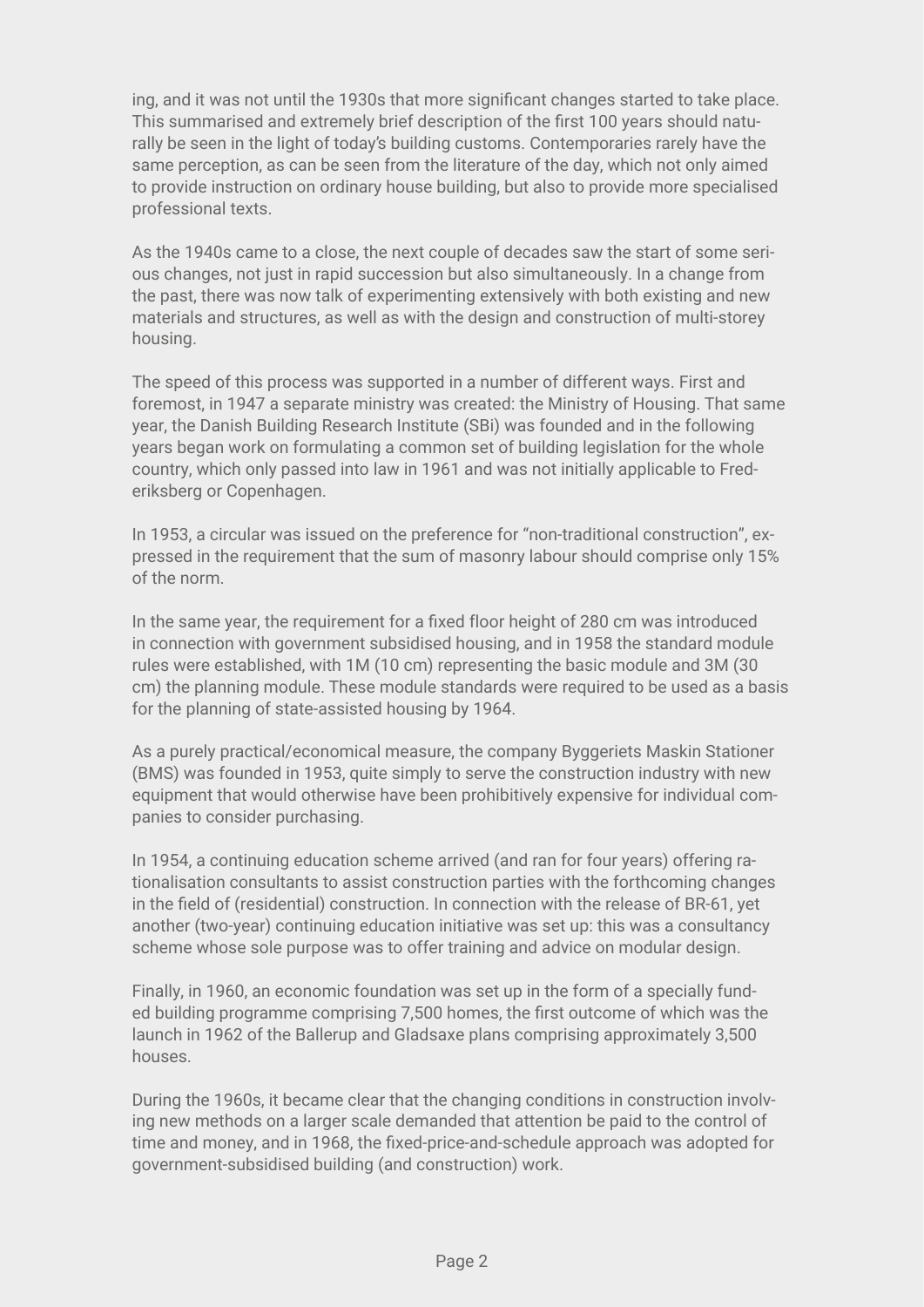ing, and it was not until the 1930s that more significant changes started to take place. This summarised and extremely brief description of the first 100 years should naturally be seen in the light of today's building customs. Contemporaries rarely have the same perception, as can be seen from the literature of the day, which not only aimed to provide instruction on ordinary house building, but also to provide more specialised professional texts.

As the 1940s came to a close, the next couple of decades saw the start of some serious changes, not just in rapid succession but also simultaneously. In a change from the past, there was now talk of experimenting extensively with both existing and new materials and structures, as well as with the design and construction of multi-storey housing.

The speed of this process was supported in a number of different ways. First and foremost, in 1947 a separate ministry was created: the Ministry of Housing. That same year, the Danish Building Research Institute (SBi) was founded and in the following years began work on formulating a common set of building legislation for the whole country, which only passed into law in 1961 and was not initially applicable to Frederiksberg or Copenhagen.

In 1953, a circular was issued on the preference for "non-traditional construction", expressed in the requirement that the sum of masonry labour should comprise only 15% of the norm.

In the same year, the requirement for a fixed floor height of 280 cm was introduced in connection with government subsidised housing, and in 1958 the standard module rules were established, with 1M (10 cm) representing the basic module and 3M (30 cm) the planning module. These module standards were required to be used as a basis for the planning of state-assisted housing by 1964.

As a purely practical/economical measure, the company Byggeriets Maskin Stationer (BMS) was founded in 1953, quite simply to serve the construction industry with new equipment that would otherwise have been prohibitively expensive for individual companies to consider purchasing.

In 1954, a continuing education scheme arrived (and ran for four years) offering rationalisation consultants to assist construction parties with the forthcoming changes in the field of (residential) construction. In connection with the release of BR-61, yet another (two-year) continuing education initiative was set up: this was a consultancy scheme whose sole purpose was to offer training and advice on modular design.

Finally, in 1960, an economic foundation was set up in the form of a specially funded building programme comprising 7,500 homes, the first outcome of which was the launch in 1962 of the Ballerup and Gladsaxe plans comprising approximately 3,500 houses.

During the 1960s, it became clear that the changing conditions in construction involving new methods on a larger scale demanded that attention be paid to the control of time and money, and in 1968, the fixed-price-and-schedule approach was adopted for government-subsidised building (and construction) work.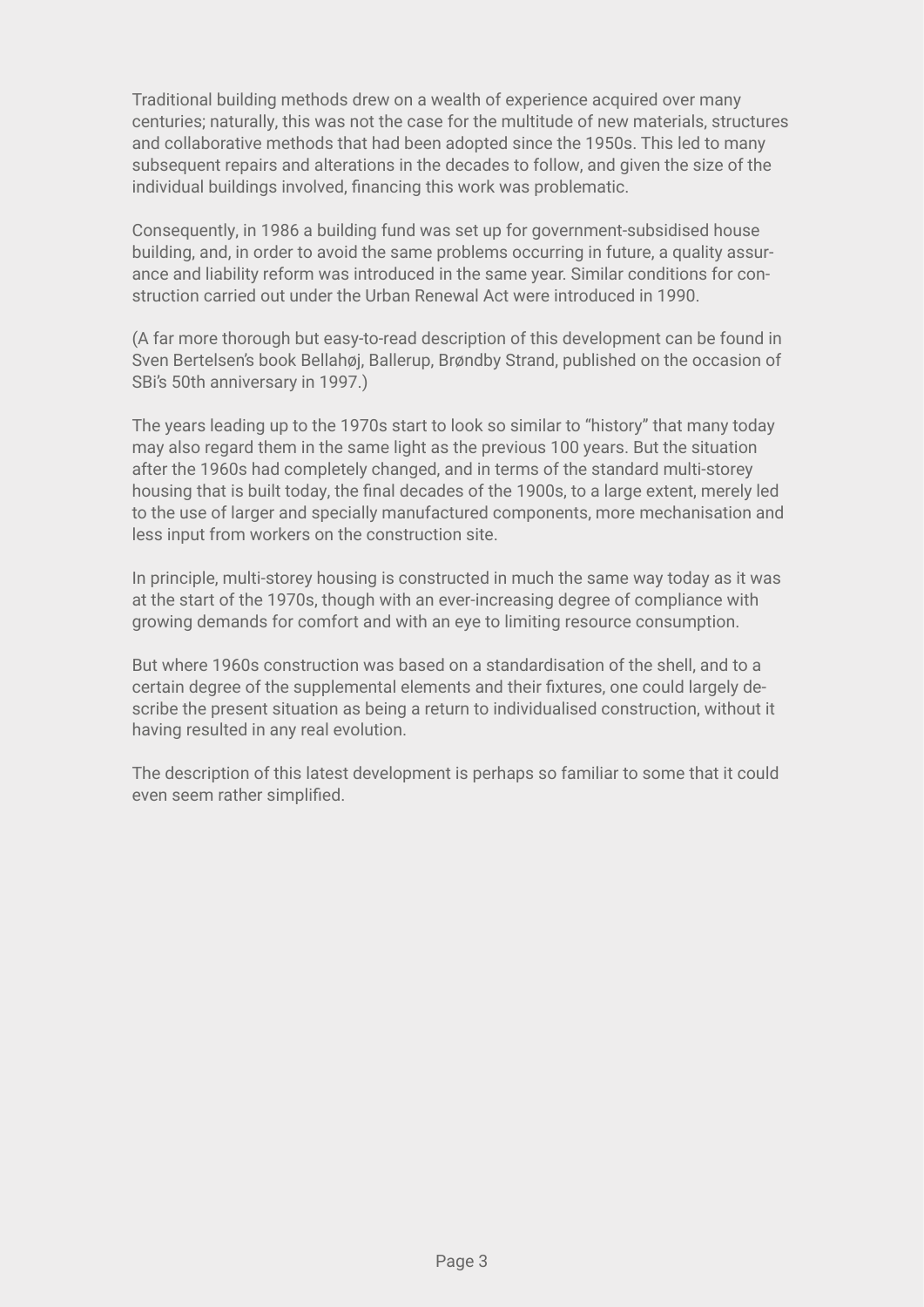Traditional building methods drew on a wealth of experience acquired over many centuries; naturally, this was not the case for the multitude of new materials, structures and collaborative methods that had been adopted since the 1950s. This led to many subsequent repairs and alterations in the decades to follow, and given the size of the individual buildings involved, financing this work was problematic.

Consequently, in 1986 a building fund was set up for government-subsidised house building, and, in order to avoid the same problems occurring in future, a quality assurance and liability reform was introduced in the same year. Similar conditions for construction carried out under the Urban Renewal Act were introduced in 1990.

(A far more thorough but easy-to-read description of this development can be found in Sven Bertelsen's book Bellahøj, Ballerup, Brøndby Strand, published on the occasion of SBi's 50th anniversary in 1997.)

The years leading up to the 1970s start to look so similar to "history" that many today may also regard them in the same light as the previous 100 years. But the situation after the 1960s had completely changed, and in terms of the standard multi-storey housing that is built today, the final decades of the 1900s, to a large extent, merely led to the use of larger and specially manufactured components, more mechanisation and less input from workers on the construction site.

In principle, multi-storey housing is constructed in much the same way today as it was at the start of the 1970s, though with an ever-increasing degree of compliance with growing demands for comfort and with an eye to limiting resource consumption.

But where 1960s construction was based on a standardisation of the shell, and to a certain degree of the supplemental elements and their fixtures, one could largely describe the present situation as being a return to individualised construction, without it having resulted in any real evolution.

The description of this latest development is perhaps so familiar to some that it could even seem rather simplified.